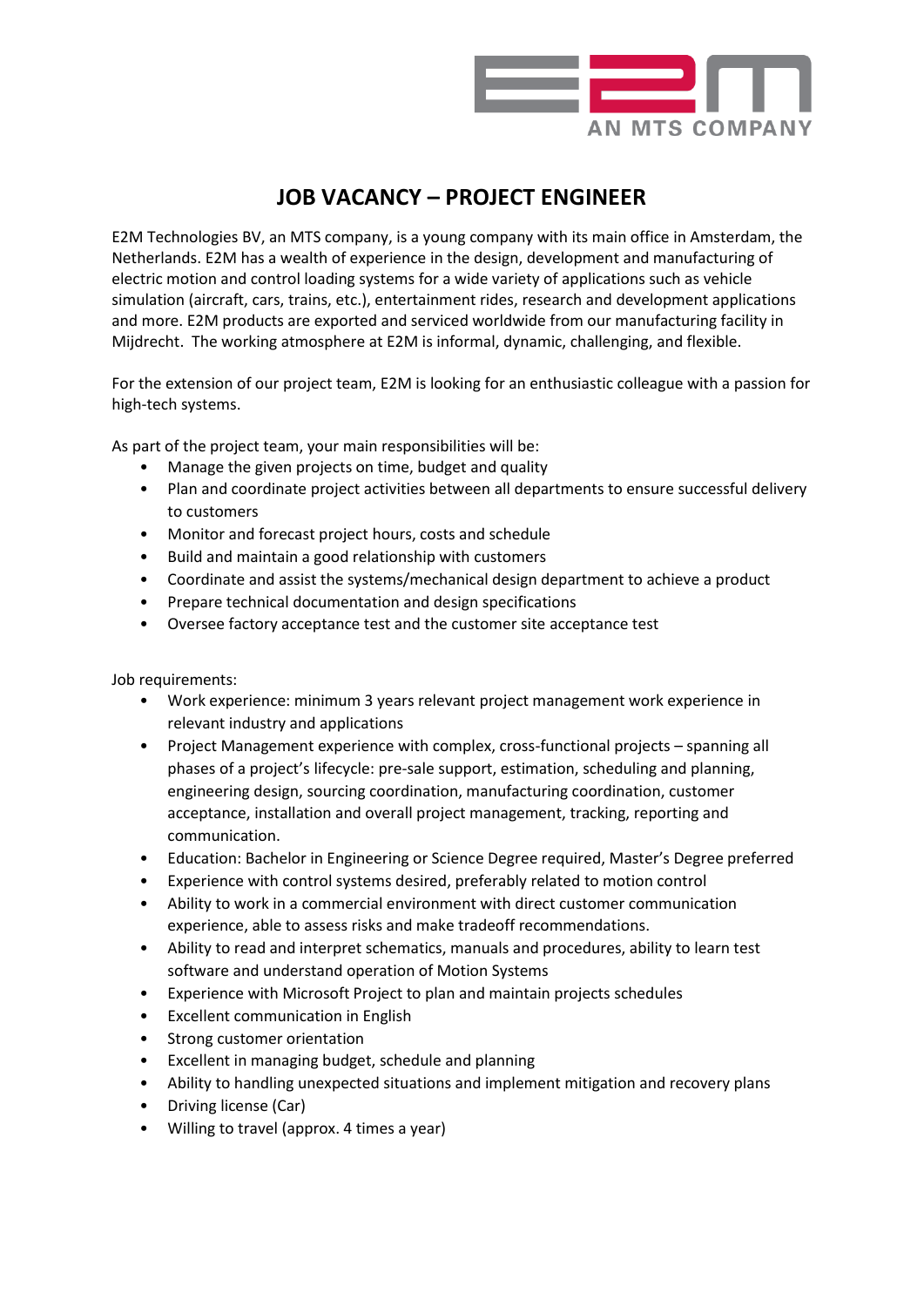# JOB VACANCY – PROJECT ENGINEER

E2M Technologies BV, an MTS company, is a young company with its main office in Amsterdam, the Netherlands. E2M has a wealth of experience in the design, development and manufacturing of electric motion and control loading systems for a wide variety of applications such as vehicle simulation (aircraft, cars, trains, etc.), entertainment rides, research and development applications and more. E2M products are exported and serviced worldwide from our manufacturing facility in Mijdrecht. The working atmosphere at E2M is informal, dynamic, challenging, and flexible.

For the extension of our project team, E2M is looking for an enthusiastic colleague with a passion for high-tech systems.

As part of the project team, your main responsibilities will be:

- Manage the given projects on time, budget and quality
- Plan and coordinate project activities between all departments to ensure successful delivery to customers
- Monitor and forecast project hours, costs and schedule
- Build and maintain a good relationship with customers
- Coordinate and assist the systems/mechanical design department to achieve a product
- Prepare technical documentation and design specifications
- Oversee factory acceptance test and the customer site acceptance test

Job requirements:

- Work experience: minimum 3 years relevant project management work experience in relevant industry and applications
- Project Management experience with complex, cross-functional projects – spanning all phases of a project's lifecycle: pre-sale support, estimation, scheduling and planning, engineering design, sourcing coordination, manufacturing coordination, customer acceptance, installation and overall project management, tracking, reporting and communication.
- Education: Bachelor in Engineering or Science Degree required, Master's Degree preferred
- Experience with control systems desired, preferably related to motion control
- Ability to work in a commercial environment with direct customer communication experience, able to assess risks and make tradeoff recommendations.
- Ability to read and interpret schematics, manuals and procedures, ability to learn test software and understand operation of Motion Systems
- Experience with Microsoft Project to plan and maintain projects schedules
- Excellent communication in English
- Strong customer orientation
- Excellent in managing budget, schedule and planning
- Ability to handling unexpected situations and implement mitigation and recovery plans
- Driving license (Car)
- Willing to travel (approx. 4 times a year)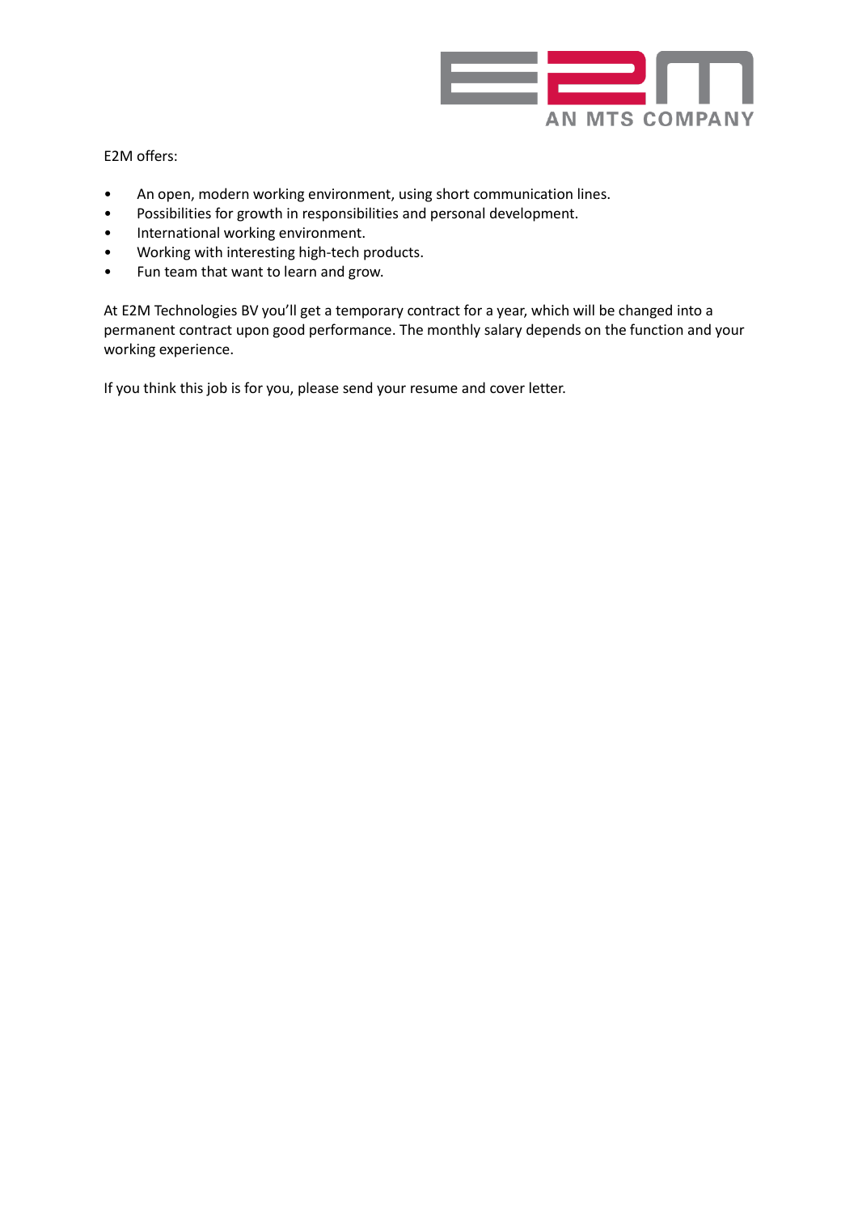E2M offers:

- An open, modern working environment, using short communication lines.
- Possibilities for growth in responsibilities and personal development.
- International working environment.
- Working with interesting high-tech products.
- Fun team that want to learn and grow.

At E2M Technologies BV you'll get a temporary contract for a year, which will be changed into a permanent contract upon good performance. The monthly salary depends on the function and your working experience.

If you think this job is for you, please send your resume and cover letter.